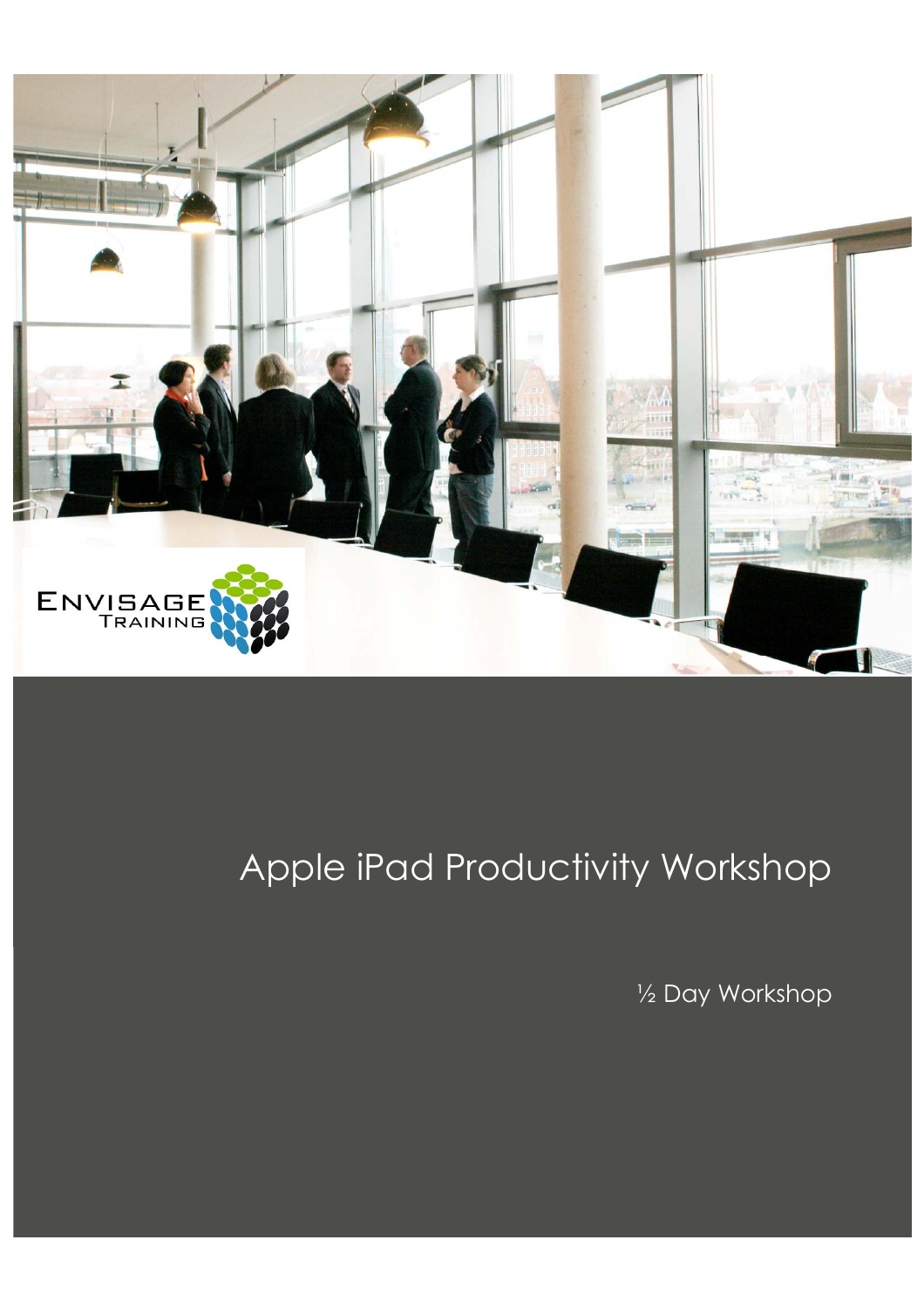# Apple iPad Productivity Workshop

½ Day Workshop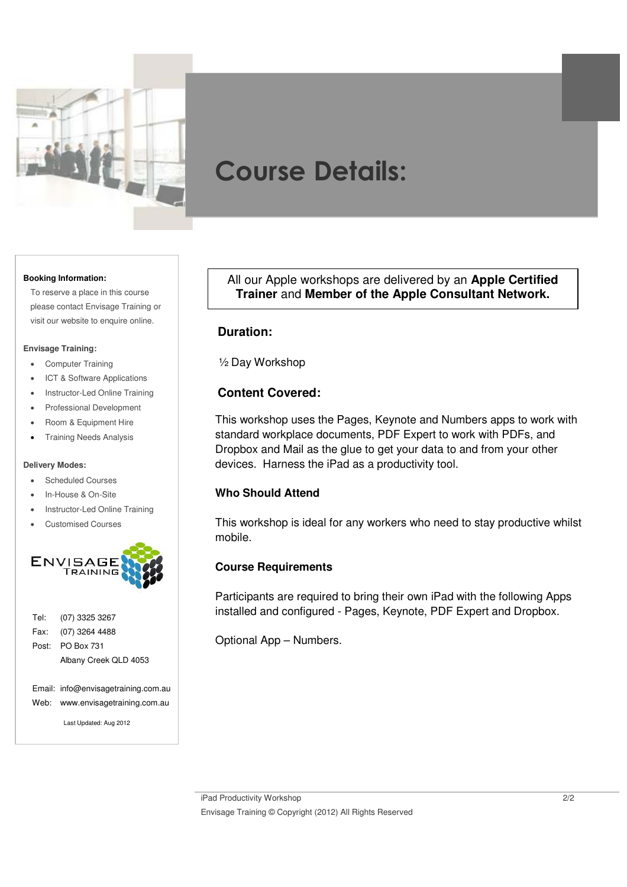# Course Details:

**Booking Information:**

To reserve a place in this course please contact Envisage Training or visit our website to enquire online.

**Envisage Training:**

- Computer Training
- ICT & Software Applications
- Instructor-Led Online Training
- Professional Development
- Room & Equipment Hire
- Training Needs Analysis

**Delivery Modes:**

- Scheduled Courses
- In-House & On-Site
- Instructor-Led Online Training
- Customised Courses

ENVISAGE TRAINING

Tel: (07) 3325 3267
Fax: (07) 3264 4488
Post: PO Box 731
Albany Creek QLD 4053

Email: info@envisagetraining.com.au
Web: www.envisagetraining.com.au

Last Updated: Aug 2012

All our Apple workshops are delivered by an **Apple Certified Trainer** and **Member of the Apple Consultant Network.**

## Duration:

½ Day Workshop

## Content Covered:

This workshop uses the Pages, Keynote and Numbers apps to work with standard workplace documents, PDF Expert to work with PDFs, and Dropbox and Mail as the glue to get your data to and from your other devices. Harness the iPad as a productivity tool.

### Who Should Attend

This workshop is ideal for any workers who need to stay productive whilst mobile.

### Course Requirements

Participants are required to bring their own iPad with the following Apps installed and configured - Pages, Keynote, PDF Expert and Dropbox.

Optional App – Numbers.